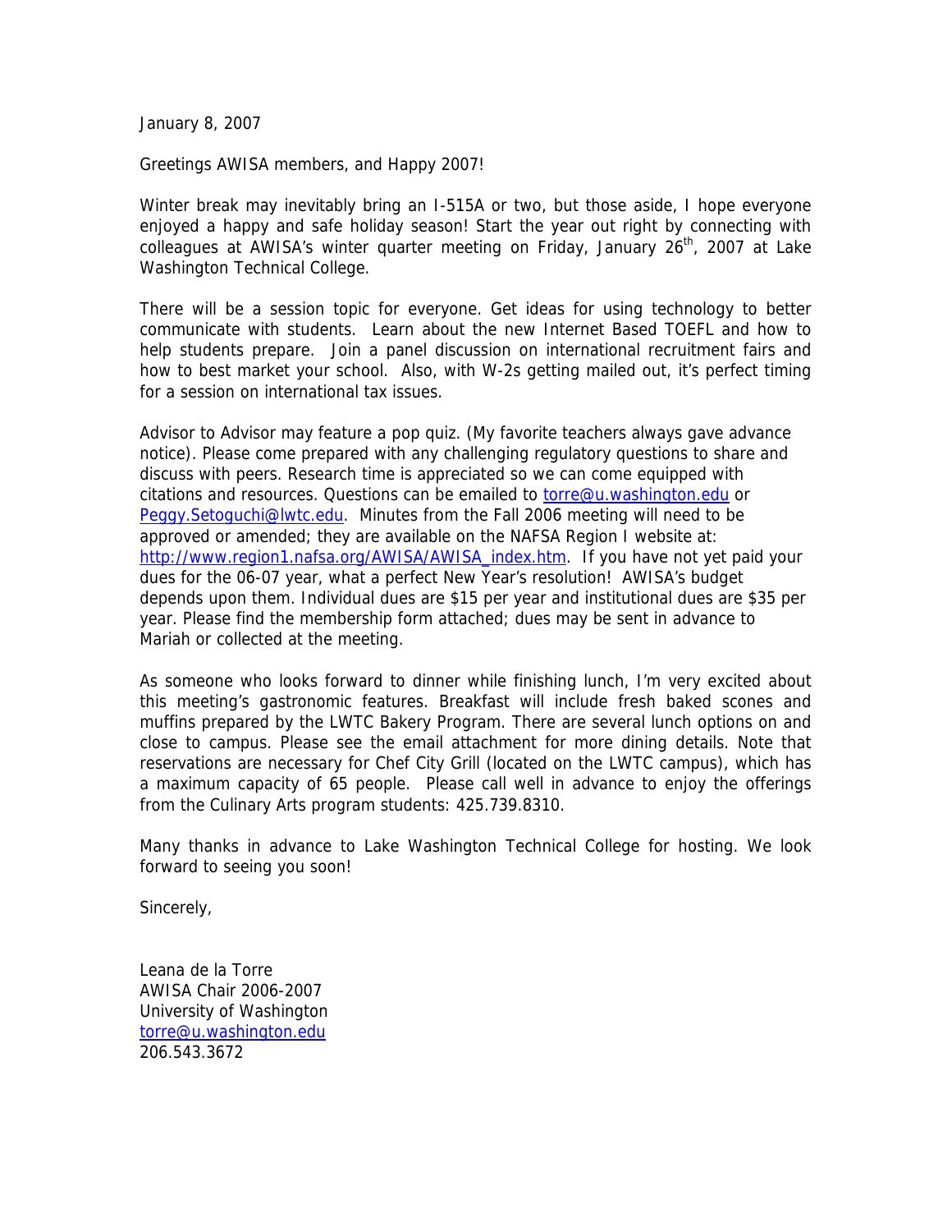January 8, 2007

Greetings AWISA members, and Happy 2007!

Winter break may inevitably bring an I-515A or two, but those aside, I hope everyone enjoyed a happy and safe holiday season! Start the year out right by connecting with colleagues at AWISA's winter quarter meeting on Friday, January 26th, 2007 at Lake Washington Technical College.

There will be a session topic for everyone. Get ideas for using technology to better communicate with students. Learn about the new Internet Based TOEFL and how to help students prepare. Join a panel discussion on international recruitment fairs and how to best market your school. Also, with W-2s getting mailed out, it's perfect timing for a session on international tax issues.

Advisor to Advisor may feature a pop quiz. (My favorite teachers always gave advance notice). Please come prepared with any challenging regulatory questions to share and discuss with peers. Research time is appreciated so we can come equipped with citations and resources. Questions can be emailed to torre@u.washington.edu or Peggy.Setoguchi@lwtc.edu. Minutes from the Fall 2006 meeting will need to be approved or amended; they are available on the NAFSA Region I website at: http://www.region1.nafsa.org/AWISA/AWISA_index.htm. If you have not yet paid your dues for the 06-07 year, what a perfect New Year's resolution! AWISA's budget depends upon them. Individual dues are $15 per year and institutional dues are $35 per year. Please find the membership form attached; dues may be sent in advance to Mariah or collected at the meeting.

As someone who looks forward to dinner while finishing lunch, I'm very excited about this meeting's gastronomic features. Breakfast will include fresh baked scones and muffins prepared by the LWTC Bakery Program. There are several lunch options on and close to campus. Please see the email attachment for more dining details. Note that reservations are necessary for Chef City Grill (located on the LWTC campus), which has a maximum capacity of 65 people. Please call well in advance to enjoy the offerings from the Culinary Arts program students: 425.739.8310.

Many thanks in advance to Lake Washington Technical College for hosting. We look forward to seeing you soon!

Sincerely,

Leana de la Torre
AWISA Chair 2006-2007
University of Washington
torre@u.washington.edu
206.543.3672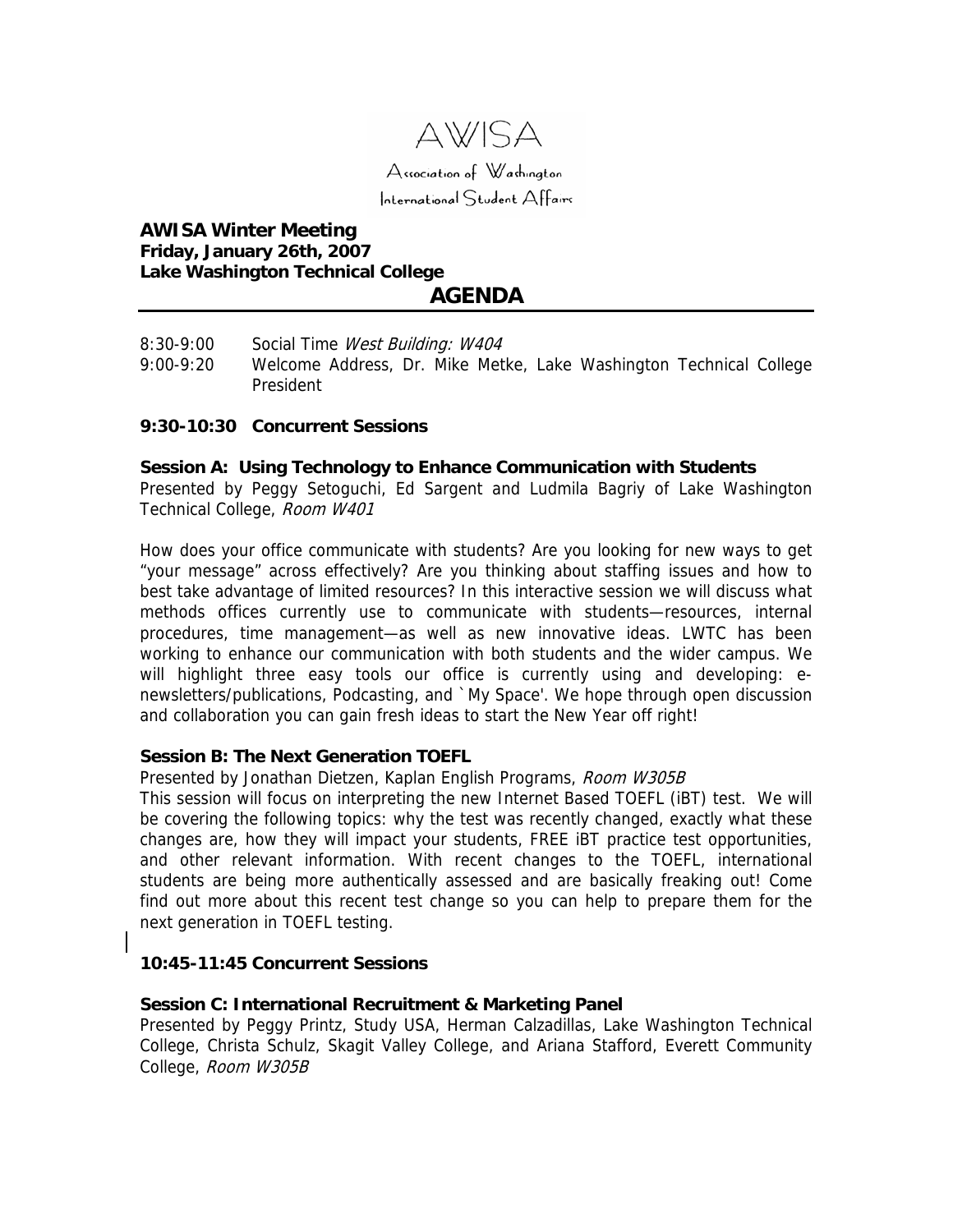AWISA

Association of Washington International Student Affairs

**AWISA Winter Meeting**
**Friday, January 26th, 2007**
**Lake Washington Technical College**

## AGENDA

8:30-9:00 Social Time *West Building: W404*

9:00-9:20 Welcome Address, Dr. Mike Metke, Lake Washington Technical College President

### 9:30-10:30 Concurrent Sessions

**Session A: Using Technology to Enhance Communication with Students**
Presented by Peggy Setoguchi, Ed Sargent and Ludmila Bagriy of Lake Washington Technical College, *Room W401*

How does your office communicate with students? Are you looking for new ways to get "your message" across effectively? Are you thinking about staffing issues and how to best take advantage of limited resources? In this interactive session we will discuss what methods offices currently use to communicate with students—resources, internal procedures, time management—as well as new innovative ideas. LWTC has been working to enhance our communication with both students and the wider campus. We will highlight three easy tools our office is currently using and developing: e-newsletters/publications, Podcasting, and `My Space'. We hope through open discussion and collaboration you can gain fresh ideas to start the New Year off right!

**Session B: The Next Generation TOEFL**
Presented by Jonathan Dietzen, Kaplan English Programs, *Room W305B*
This session will focus on interpreting the new Internet Based TOEFL (iBT) test. We will be covering the following topics: why the test was recently changed, exactly what these changes are, how they will impact your students, FREE iBT practice test opportunities, and other relevant information. With recent changes to the TOEFL, international students are being more authentically assessed and are basically freaking out! Come find out more about this recent test change so you can help to prepare them for the next generation in TOEFL testing.

### 10:45-11:45 Concurrent Sessions

**Session C: International Recruitment & Marketing Panel**
Presented by Peggy Printz, Study USA, Herman Calzadillas, Lake Washington Technical College, Christa Schulz, Skagit Valley College, and Ariana Stafford, Everett Community College, *Room W305B*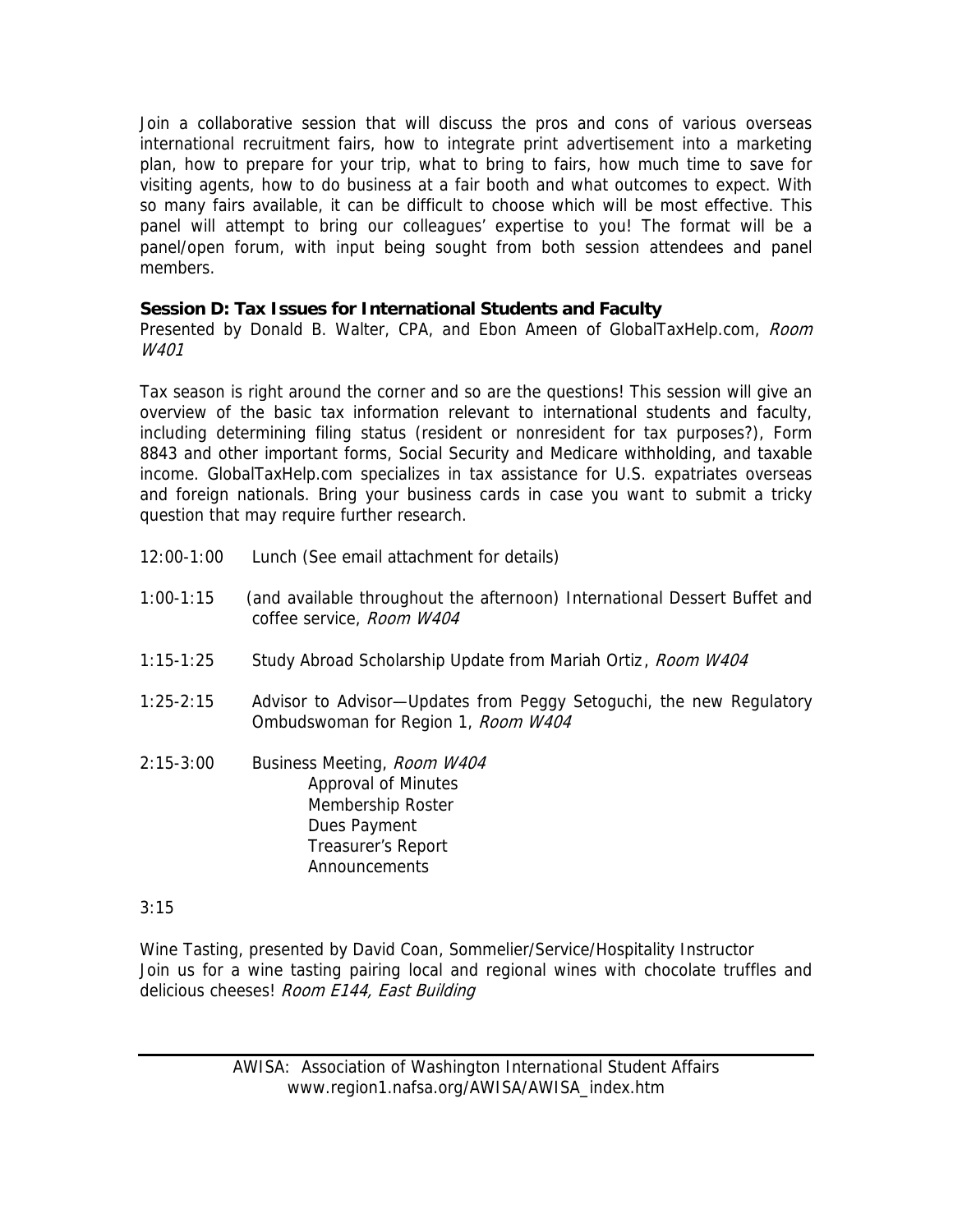Join a collaborative session that will discuss the pros and cons of various overseas international recruitment fairs, how to integrate print advertisement into a marketing plan, how to prepare for your trip, what to bring to fairs, how much time to save for visiting agents, how to do business at a fair booth and what outcomes to expect. With so many fairs available, it can be difficult to choose which will be most effective. This panel will attempt to bring our colleagues' expertise to you! The format will be a panel/open forum, with input being sought from both session attendees and panel members.

**Session D: Tax Issues for International Students and Faculty**
Presented by Donald B. Walter, CPA, and Ebon Ameen of GlobalTaxHelp.com, *Room W401*

Tax season is right around the corner and so are the questions! This session will give an overview of the basic tax information relevant to international students and faculty, including determining filing status (resident or nonresident for tax purposes?), Form 8843 and other important forms, Social Security and Medicare withholding, and taxable income. GlobalTaxHelp.com specializes in tax assistance for U.S. expatriates overseas and foreign nationals. Bring your business cards in case you want to submit a tricky question that may require further research.

12:00-1:00 Lunch (See email attachment for details)

1:00-1:15 (and available throughout the afternoon) International Dessert Buffet and coffee service, *Room W404*

1:15-1:25 Study Abroad Scholarship Update from Mariah Ortiz, *Room W404*

1:25-2:15 Advisor to Advisor—Updates from Peggy Setoguchi, the new Regulatory Ombudswoman for Region 1, *Room W404*

2:15-3:00 Business Meeting, *Room W404*
- Approval of Minutes
- Membership Roster
- Dues Payment
- Treasurer's Report
- Announcements

3:15

Wine Tasting, presented by David Coan, Sommelier/Service/Hospitality Instructor
Join us for a wine tasting pairing local and regional wines with chocolate truffles and delicious cheeses! *Room E144, East Building*